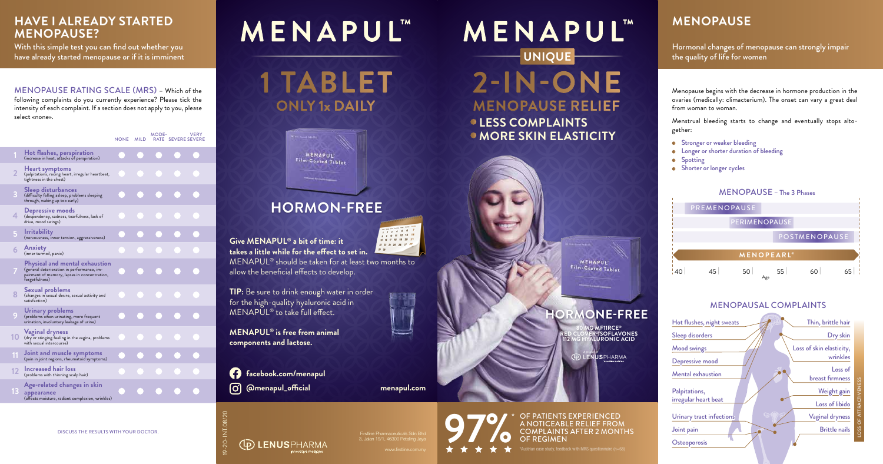# HAVE I ALREADY STARTED MENOPAUSE?

With this simple test you can find out whether you have already started menopause or if it is imminent

MENOPAUSE RATING SCALE (MRS) – Which of the following complaints do you currently experience? Please tick the intensity of each complaint. If a section does not apply to you, please select «none».

| | | NONE | MILD | MODERATE | SEVERE | VERY SEVERE |
|---|---|---|---|---|---|---|
| 1 | **Hot flashes, perspiration** (increase in heat, attacks of perspiration) | ● | ● | ● | ● | ● |
| 2 | **Heart symptoms** (palpitations, racing heart, irregular heartbeat, tightness in the chest) | ● | ● | ● | ● | ● |
| 3 | **Sleep disturbances** (difficulty falling asleep, problems sleeping through, waking up too early) | ● | ● | ● | ● | ● |
| 4 | **Depressive moods** (despondency, sadness, tearfulness, lack of drive, mood swings) | ● | ● | ● | ● | ● |
| 5 | **Irritability** (nervousness, inner tension, aggressiveness) | ● | ● | ● | ● | ● |
| 6 | **Anxiety** (inner turmoil, panic) | ● | ● | ● | ● | ● |
| 7 | **Physical and mental exhaustion** (general deterioration in performance, impairment of memory, lapses in concentration, forgetfulness) | ● | ● | ● | ● | ● |
| 8 | **Sexual problems** (changes in sexual desire, sexual activity and satisfaction) | ● | ● | ● | ● | ● |
| 9 | **Urinary problems** (problems when urinating, more frequent urination, involuntary leakage of urine) | ● | ● | ● | ● | ● |
| 10 | **Vaginal dryness** (dry or stinging feeling in the vagina, problems with sexual intercourse) | ● | ● | ● | ● | ● |
| 11 | **Joint and muscle symptoms** (pain in joint regions, rheumatoid symptoms) | ● | ● | ● | ● | ● |
| 12 | **Increased hair loss** (problems with thinning scalp hair) | ● | ● | ● | ● | ● |
| 13 | **Age-related changes in skin appearance** (affects moisture, radiant complexion, wrinkles) | ● | ● | ● | ● | ● |

DISCUSS THE RESULTS WITH YOUR DOCTOR.

# MENAPUL™

## 1 TABLET
### ONLY 1x DAILY

## HORMON-FREE

**Give MENAPUL® a bit of time: it takes a little while for the effect to set in.** MENAPUL® should be taken for at least two months to allow the beneficial effects to develop.

**TIP:** Be sure to drink enough water in order for the high-quality hyaluronic acid in MENAPUL® to take full effect.

**MENAPUL® is free from animal components and lactose.**

facebook.com/menapul

@menapul_official

menapul.com

19-20-INT 08/20

LENUSPHARMA innovative medicine

Firstline Pharmaceuticals Sdn Bhd
3, Jalan 19/1, 46300 Petaling Jaya

www.firstline.com.my

# MENAPUL™

UNIQUE

## 2-IN-ONE
### MENOPAUSE RELIEF

- LESS COMPLAINTS
- MORE SKIN ELASTICITY

## HORMONE-FREE

80 MG MF11RCE® RED CLOVER-ISOFLAVONES
112 MG HYALURONIC ACID

A product of LENUSPHARMA

**97%*** OF PATIENTS EXPERIENCED A NOTICEABLE RELIEF FROM COMPLAINTS AFTER 2 MONTHS OF REGIMEN

*Austrian case study, feedback with MRS questionnaire (n=88)

# MENOPAUSE

Hormonal changes of menopause can strongly impair the quality of life for women

Menopause begins with the decrease in hormone production in the ovaries (medically: climacterium). The onset can vary a great deal from woman to woman.

Menstrual bleeding starts to change and eventually stops altogether:

- Stronger or weaker bleeding
- Longer or shorter duration of bleeding
- Spotting
- Shorter or longer cycles

## MENOPAUSE – The 3 Phases

PREMENOPAUSE

PERIMENOPAUSE

POSTMENOPAUSE

MENOPEARL®

Age: 40 | 45 | 50 | 55 | 60 | 65

## MENOPAUSAL COMPLAINTS

- Hot flushes, night sweats
- Sleep disorders
- Mood swings
- Depressive mood
- Mental exhaustion
- Palpitations, irregular heart beat
- Urinary tract infections
- Joint pain
- Osteoporosis

LOSS OF ATTRACTIVENESS:

- Thin, brittle hair
- Dry skin
- Loss of skin elasticity, wrinkles
- Loss of breast firmness
- Weight gain
- Loss of libido
- Vaginal dryness
- Brittle nails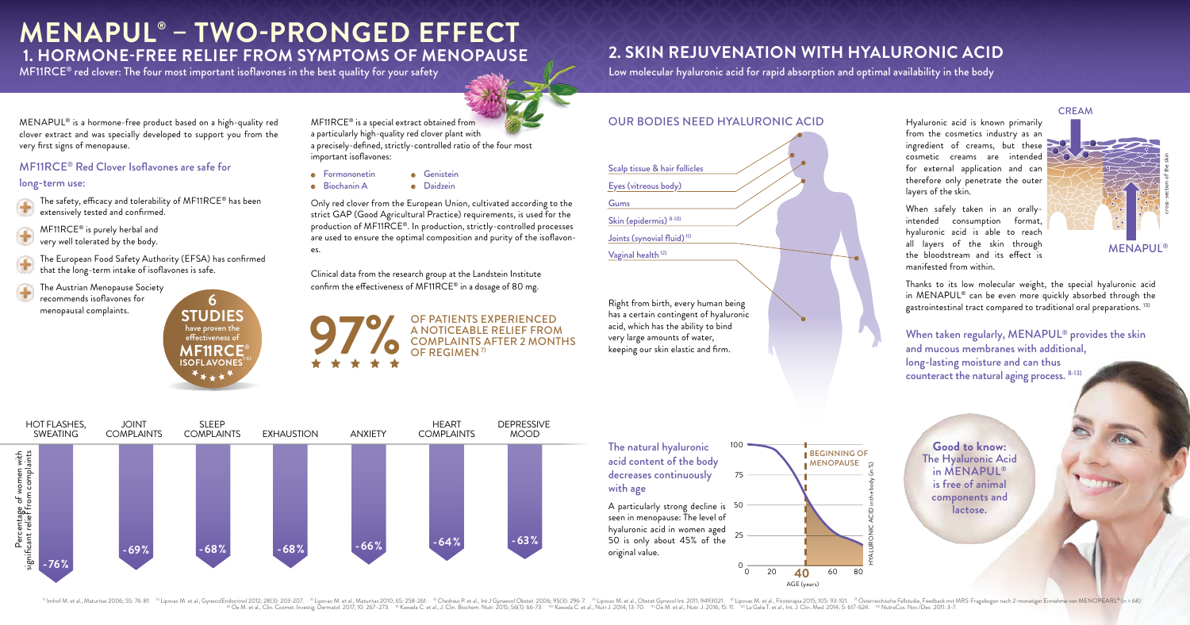# MENAPUL® – TWO-PRONGED EFFECT

## 1. HORMONE-FREE RELIEF FROM SYMPTOMS OF MENOPAUSE

MF11RCE® red clover: The four most important isoflavones in the best quality for your safety

MENAPUL® is a hormone-free product based on a high-quality red clover extract and was specially developed to support you from the very first signs of menopause.

### MF11RCE® Red Clover Isoflavones are safe for long-term use:

- The safety, efficacy and tolerability of MF11RCE® has been extensively tested and confirmed.
- MF11RCE® is purely herbal and very well tolerated by the body.
- The European Food Safety Authority (EFSA) has confirmed that the long-term intake of isoflavones is safe.
- The Austrian Menopause Society recommends isoflavones for menopausal complaints.

**6 STUDIES** have proven the effectiveness of **MF11RCE® ISOFLAVONES**[1-6]

MF11RCE® is a special extract obtained from a particularly high-quality red clover plant with a precisely-defined, strictly-controlled ratio of the four most important isoflavones:

- Formononetin
- Genistein
- Biochanin A
- Daidzein

Only red clover from the European Union, cultivated according to the strict GAP (Good Agricultural Practice) requirements, is used for the production of MF11RCE®. In production, strictly-controlled processes are used to ensure the optimal composition and purity of the isoflavones.

Clinical data from the research group at the Landstein Institute confirm the effectiveness of MF11RCE® in a dosage of 80 mg.

**97%** OF PATIENTS EXPERIENCED A NOTICEABLE RELIEF FROM COMPLAINTS AFTER 2 MONTHS OF REGIMEN[7]

Percentage of women with significant relief from complaints

HOT FLASHES, SWEATING -76%
JOINT COMPLAINTS -69%
SLEEP COMPLAINTS -68%
EXHAUSTION -68%
ANXIETY -66%
HEART COMPLAINTS -64%
DEPRESSIVE MOOD -63%

## 2. SKIN REJUVENATION WITH HYALURONIC ACID

Low molecular hyaluronic acid for rapid absorption and optimal availability in the body

### OUR BODIES NEED HYALURONIC ACID

- Scalp tissue & hair follicles
- Eyes (vitreous body)
- Gums
- Skin (epidermis)[8-10]
- Joints (synovial fluid)[11]
- Vaginal health[12]

Right from birth, every human being has a certain contingent of hyaluronic acid, which has the ability to bind very large amounts of water, keeping our skin elastic and firm.

Hyaluronic acid is known primarily from the cosmetics industry as an ingredient of creams, but these cosmetic creams are intended for external application and can therefore only penetrate the outer layers of the skin.

When safely taken in an orally-intended consumption format, hyaluronic acid is able to reach all layers of the skin through the bloodstream and its effect is manifested from within.

CREAM
cross-section of the skin
MENAPUL®

Thanks to its low molecular weight, the special hyaluronic acid in MENAPUL® can be even more quickly absorbed through the gastrointestinal tract compared to traditional oral preparations.[13]

When taken regularly, MENAPUL® provides the skin and mucous membranes with additional, long-lasting moisture and can thus counteract the natural aging process.[8-13]

### The natural hyaluronic acid content of the body decreases continuously with age

A particularly strong decline is seen in menopause: The level of hyaluronic acid in women aged 50 is only about 45% of the original value.

HYALURONIC ACID in the body (in %)
100
75
50
25
0
BEGINNING OF MENOPAUSE
0 20 40 60 80
AGE (years)

**Good to know:** The Hyaluronic Acid in MENAPUL® is free of animal components and lactose.

[1] Imhof M. et al., Maturitas 2006; 55: 76-81. [2] Lipovac M. et al., GynecolEndocrinol 2012; 28(3): 203-207. [3] Lipovac M. et al., Maturitas 2010; 65: 258-261. [4] Chedraui P. et al., Int J Gynaecol Obstet. 2006; 95(3): 296-7. [5] Lipovac M. et al., Obstet Gynecol Int. 2011; 949302 1. [6] Lipovac M. et al., Fitoterapia 2015; 105: 93-101. [7] Österreichische Fallstudie, Feedback mit MRS-Fragebogen nach 2-monatiger Einnahme von MENOPEARL® (n = 68) [8] Oe M. et al., Clin. Cosmet. Investig. Dermatol. 2017; 10: 267–273. [9] Kawada C. et al., J. Clin. Biochem. Nutr. 2015; 56(1): 66-73. [10] Kawada C. et al., Nutr J. 2014; 13: 70. [11] Oe M. et al., Nutr. J. 2016; 15: 11. [12] La Galia T. et al., Int. J. Clin. Med. 2014; 5: 617-624. [13] NutraCos. Nov./Dec. 2011: 3-7.